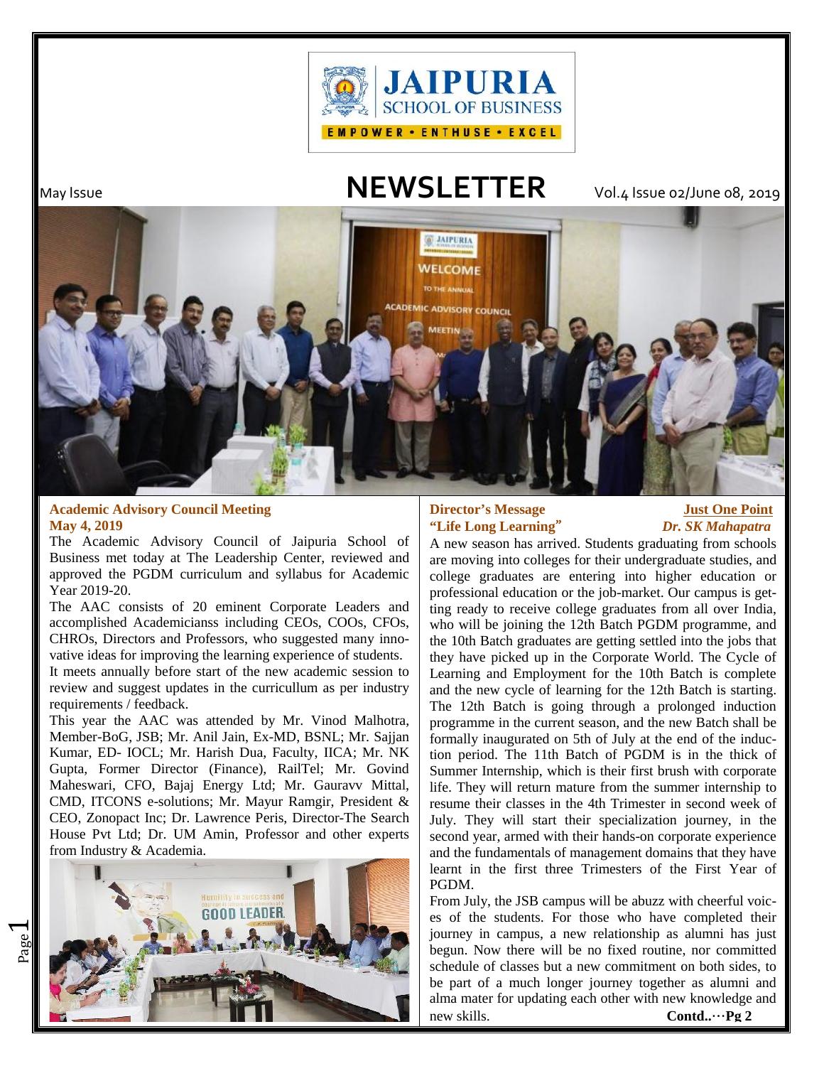# NEWSLETTER

May Issue Vol.4 Issue 02/June 08, 2019

## Academic Advisory Council Meeting
**May 4, 2019**

The Academic Advisory Council of Jaipuria School of Business met today at The Leadership Center, reviewed and approved the PGDM curriculum and syllabus for Academic Year 2019-20.

The AAC consists of 20 eminent Corporate Leaders and accomplished Academicianss including CEOs, COOs, CFOs, CHROs, Directors and Professors, who suggested many innovative ideas for improving the learning experience of students.

It meets annually before start of the new academic session to review and suggest updates in the curricullum as per industry requirements / feedback.

This year the AAC was attended by Mr. Vinod Malhotra, Member-BoG, JSB; Mr. Anil Jain, Ex-MD, BSNL; Mr. Sajjan Kumar, ED- IOCL; Mr. Harish Dua, Faculty, IICA; Mr. NK Gupta, Former Director (Finance), RailTel; Mr. Govind Maheswari, CFO, Bajaj Energy Ltd; Mr. Gauravv Mittal, CMD, ITCONS e-solutions; Mr. Mayur Ramgir, President & CEO, Zonopact Inc; Dr. Lawrence Peris, Director-The Search House Pvt Ltd; Dr. UM Amin, Professor and other experts from Industry & Academia.

## Director's Message — Just One Point
**"Life Long Learning"** *Dr. SK Mahapatra*

A new season has arrived. Students graduating from schools are moving into colleges for their undergraduate studies, and college graduates are entering into higher education or professional education or the job-market. Our campus is getting ready to receive college graduates from all over India, who will be joining the 12th Batch PGDM programme, and the 10th Batch graduates are getting settled into the jobs that they have picked up in the Corporate World. The Cycle of Learning and Employment for the 10th Batch is complete and the new cycle of learning for the 12th Batch is starting. The 12th Batch is going through a prolonged induction programme in the current season, and the new Batch shall be formally inaugurated on 5th of July at the end of the induction period. The 11th Batch of PGDM is in the thick of Summer Internship, which is their first brush with corporate life. They will return mature from the summer internship to resume their classes in the 4th Trimester in second week of July. They will start their specialization journey, in the second year, armed with their hands-on corporate experience and the fundamentals of management domains that they have learnt in the first three Trimesters of the First Year of PGDM.

From July, the JSB campus will be abuzz with cheerful voices of the students. For those who have completed their journey in campus, a new relationship as alumni has just begun. Now there will be no fixed routine, nor committed schedule of classes but a new commitment on both sides, to be part of a much longer journey together as alumni and alma mater for updating each other with new knowledge and new skills. **Contd..…Pg 2**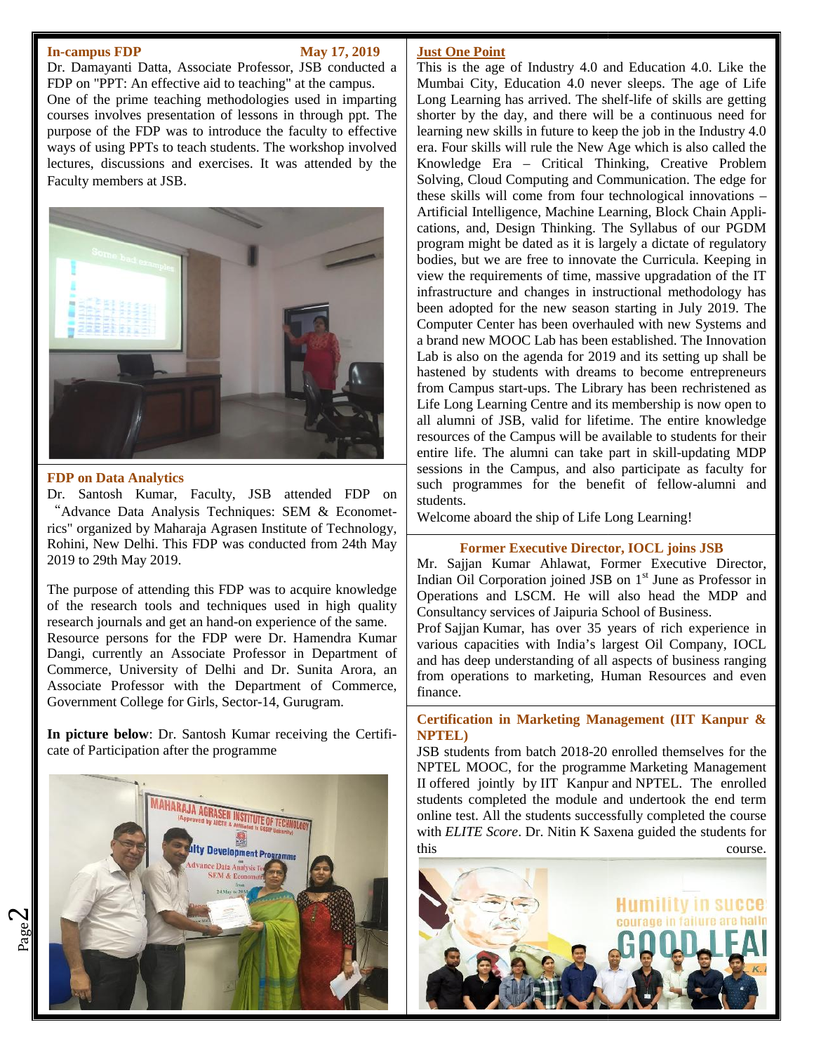## In-campus FDP

**May 17, 2019**

Dr. Damayanti Datta, Associate Professor, JSB conducted a FDP on "PPT: An effective aid to teaching" at the campus.

One of the prime teaching methodologies used in imparting courses involves presentation of lessons in through ppt. The purpose of the FDP was to introduce the faculty to effective ways of using PPTs to teach students. The workshop involved lectures, discussions and exercises. It was attended by the Faculty members at JSB.

## FDP on Data Analytics

Dr. Santosh Kumar, Faculty, JSB attended FDP on "Advance Data Analysis Techniques: SEM & Econometrics" organized by Maharaja Agrasen Institute of Technology, Rohini, New Delhi. This FDP was conducted from 24th May 2019 to 29th May 2019.

The purpose of attending this FDP was to acquire knowledge of the research tools and techniques used in high quality research journals and get an hand-on experience of the same.

Resource persons for the FDP were Dr. Hamendra Kumar Dangi, currently an Associate Professor in Department of Commerce, University of Delhi and Dr. Sunita Arora, an Associate Professor with the Department of Commerce, Government College for Girls, Sector-14, Gurugram.

**In picture below**: Dr. Santosh Kumar receiving the Certificate of Participation after the programme

## Just One Point

This is the age of Industry 4.0 and Education 4.0. Like the Mumbai City, Education 4.0 never sleeps. The age of Life Long Learning has arrived. The shelf-life of skills are getting shorter by the day, and there will be a continuous need for learning new skills in future to keep the job in the Industry 4.0 era. Four skills will rule the New Age which is also called the Knowledge Era – Critical Thinking, Creative Problem Solving, Cloud Computing and Communication. The edge for these skills will come from four technological innovations – Artificial Intelligence, Machine Learning, Block Chain Applications, and, Design Thinking. The Syllabus of our PGDM program might be dated as it is largely a dictate of regulatory bodies, but we are free to innovate the Curricula. Keeping in view the requirements of time, massive upgradation of the IT infrastructure and changes in instructional methodology has been adopted for the new season starting in July 2019. The Computer Center has been overhauled with new Systems and a brand new MOOC Lab has been established. The Innovation Lab is also on the agenda for 2019 and its setting up shall be hastened by students with dreams to become entrepreneurs from Campus start-ups. The Library has been rechristened as Life Long Learning Centre and its membership is now open to all alumni of JSB, valid for lifetime. The entire knowledge resources of the Campus will be available to students for their entire life. The alumni can take part in skill-updating MDP sessions in the Campus, and also participate as faculty for such programmes for the benefit of fellow-alumni and students.

Welcome aboard the ship of Life Long Learning!

## Former Executive Director, IOCL joins JSB

Mr. Sajjan Kumar Ahlawat, Former Executive Director, Indian Oil Corporation joined JSB on 1st June as Professor in Operations and LSCM. He will also head the MDP and Consultancy services of Jaipuria School of Business.

Prof Sajjan Kumar, has over 35 years of rich experience in various capacities with India's largest Oil Company, IOCL and has deep understanding of all aspects of business ranging from operations to marketing, Human Resources and even finance.

## Certification in Marketing Management (IIT Kanpur & NPTEL)

JSB students from batch 2018-20 enrolled themselves for the NPTEL MOOC, for the programme Marketing Management II offered jointly by IIT Kanpur and NPTEL. The enrolled students completed the module and undertook the end term online test. All the students successfully completed the course with *ELITE Score*. Dr. Nitin K Saxena guided the students for this course.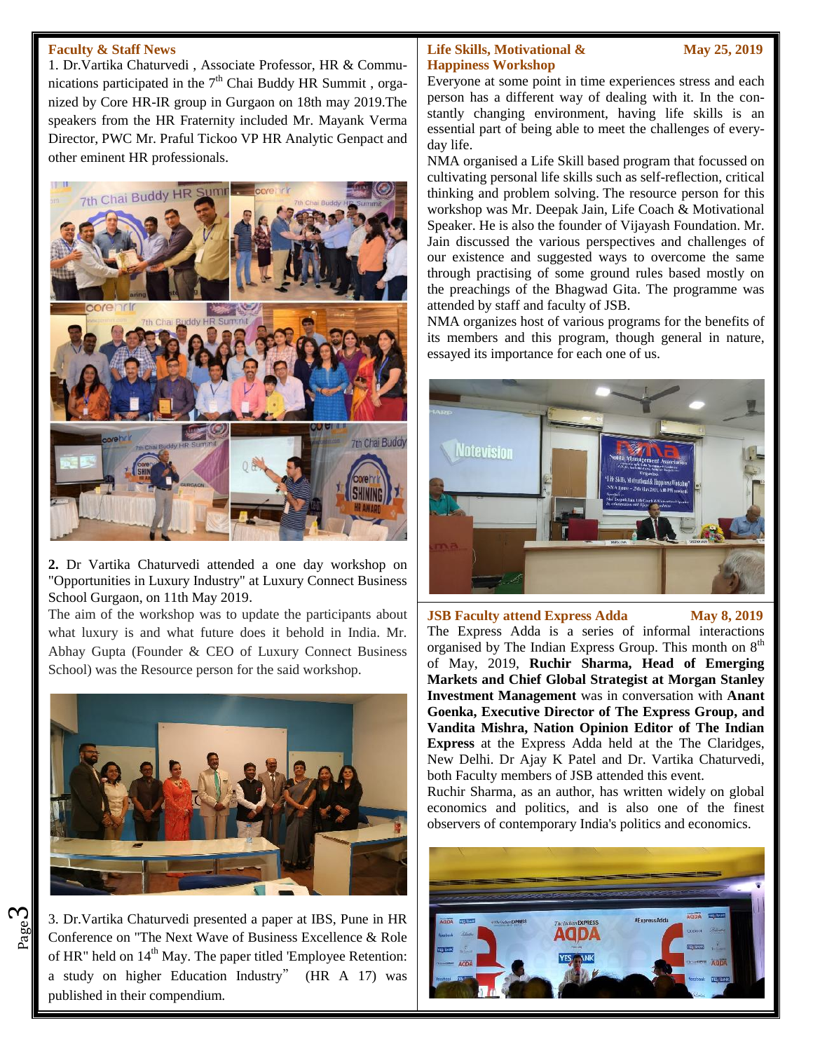## Faculty & Staff News

1. Dr.Vartika Chaturvedi , Associate Professor, HR & Communications participated in the 7th Chai Buddy HR Summit , organized by Core HR-IR group in Gurgaon on 18th may 2019.The speakers from the HR Fraternity included Mr. Mayank Verma Director, PWC Mr. Praful Tickoo VP HR Analytic Genpact and other eminent HR professionals.

**2.** Dr Vartika Chaturvedi attended a one day workshop on "Opportunities in Luxury Industry" at Luxury Connect Business School Gurgaon, on 11th May 2019.

The aim of the workshop was to update the participants about what luxury is and what future does it behold in India. Mr. Abhay Gupta (Founder & CEO of Luxury Connect Business School) was the Resource person for the said workshop.

3. Dr.Vartika Chaturvedi presented a paper at IBS, Pune in HR Conference on "The Next Wave of Business Excellence & Role of HR" held on 14th May. The paper titled 'Employee Retention: a study on higher Education Industry" (HR A 17) was published in their compendium.

## Life Skills, Motivational & Happiness Workshop

**May 25, 2019**

Everyone at some point in time experiences stress and each person has a different way of dealing with it. In the constantly changing environment, having life skills is an essential part of being able to meet the challenges of everyday life.

NMA organised a Life Skill based program that focussed on cultivating personal life skills such as self-reflection, critical thinking and problem solving. The resource person for this workshop was Mr. Deepak Jain, Life Coach & Motivational Speaker. He is also the founder of Vijayash Foundation. Mr. Jain discussed the various perspectives and challenges of our existence and suggested ways to overcome the same through practising of some ground rules based mostly on the preachings of the Bhagwad Gita. The programme was attended by staff and faculty of JSB.

NMA organizes host of various programs for the benefits of its members and this program, though general in nature, essayed its importance for each one of us.

## JSB Faculty attend Express Adda

**May 8, 2019**

The Express Adda is a series of informal interactions organised by The Indian Express Group. This month on 8th of May, 2019, **Ruchir Sharma, Head of Emerging Markets and Chief Global Strategist at Morgan Stanley Investment Management** was in conversation with **Anant Goenka, Executive Director of The Express Group, and Vandita Mishra, Nation Opinion Editor of The Indian Express** at the Express Adda held at the The Claridges, New Delhi. Dr Ajay K Patel and Dr. Vartika Chaturvedi, both Faculty members of JSB attended this event.

Ruchir Sharma, as an author, has written widely on global economics and politics, and is also one of the finest observers of contemporary India's politics and economics.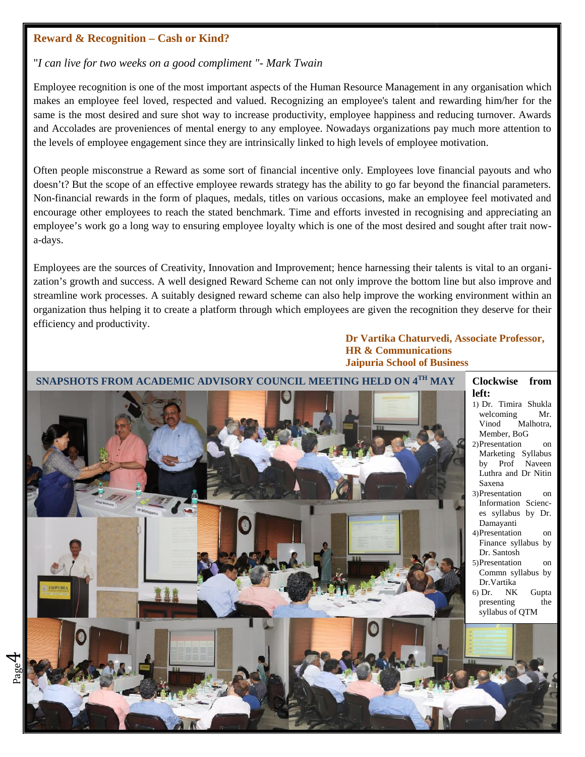## Reward & Recognition – Cash or Kind?

"*I can live for two weeks on a good compliment "- Mark Twain*

Employee recognition is one of the most important aspects of the Human Resource Management in any organisation which makes an employee feel loved, respected and valued. Recognizing an employee's talent and rewarding him/her for the same is the most desired and sure shot way to increase productivity, employee happiness and reducing turnover. Awards and Accolades are proveniences of mental energy to any employee. Nowadays organizations pay much more attention to the levels of employee engagement since they are intrinsically linked to high levels of employee motivation.

Often people misconstrue a Reward as some sort of financial incentive only. Employees love financial payouts and who doesn't? But the scope of an effective employee rewards strategy has the ability to go far beyond the financial parameters. Non-financial rewards in the form of plaques, medals, titles on various occasions, make an employee feel motivated and encourage other employees to reach the stated benchmark. Time and efforts invested in recognising and appreciating an employee's work go a long way to ensuring employee loyalty which is one of the most desired and sought after trait now-a-days.

Employees are the sources of Creativity, Innovation and Improvement; hence harnessing their talents is vital to an organization's growth and success. A well designed Reward Scheme can not only improve the bottom line but also improve and streamline work processes. A suitably designed reward scheme can also help improve the working environment within an organization thus helping it to create a platform through which employees are given the recognition they deserve for their efficiency and productivity.

**Dr Vartika Chaturvedi, Associate Professor,**
**HR & Communications**
**Jaipuria School of Business**

## SNAPSHOTS FROM ACADEMIC ADVISORY COUNCIL MEETING HELD ON 4TH MAY

**Clockwise from left:**

1) Dr. Timira Shukla welcoming Mr. Vinod Malhotra, Member, BoG
2) Presentation on Marketing Syllabus by Prof Naveen Luthra and Dr Nitin Saxena
3) Presentation on Information Sciences syllabus by Dr. Damayanti
4) Presentation on Finance syllabus by Dr. Santosh
5) Presentation on Commn syllabus by Dr.Vartika
6) Dr. NK Gupta presenting the syllabus of QTM